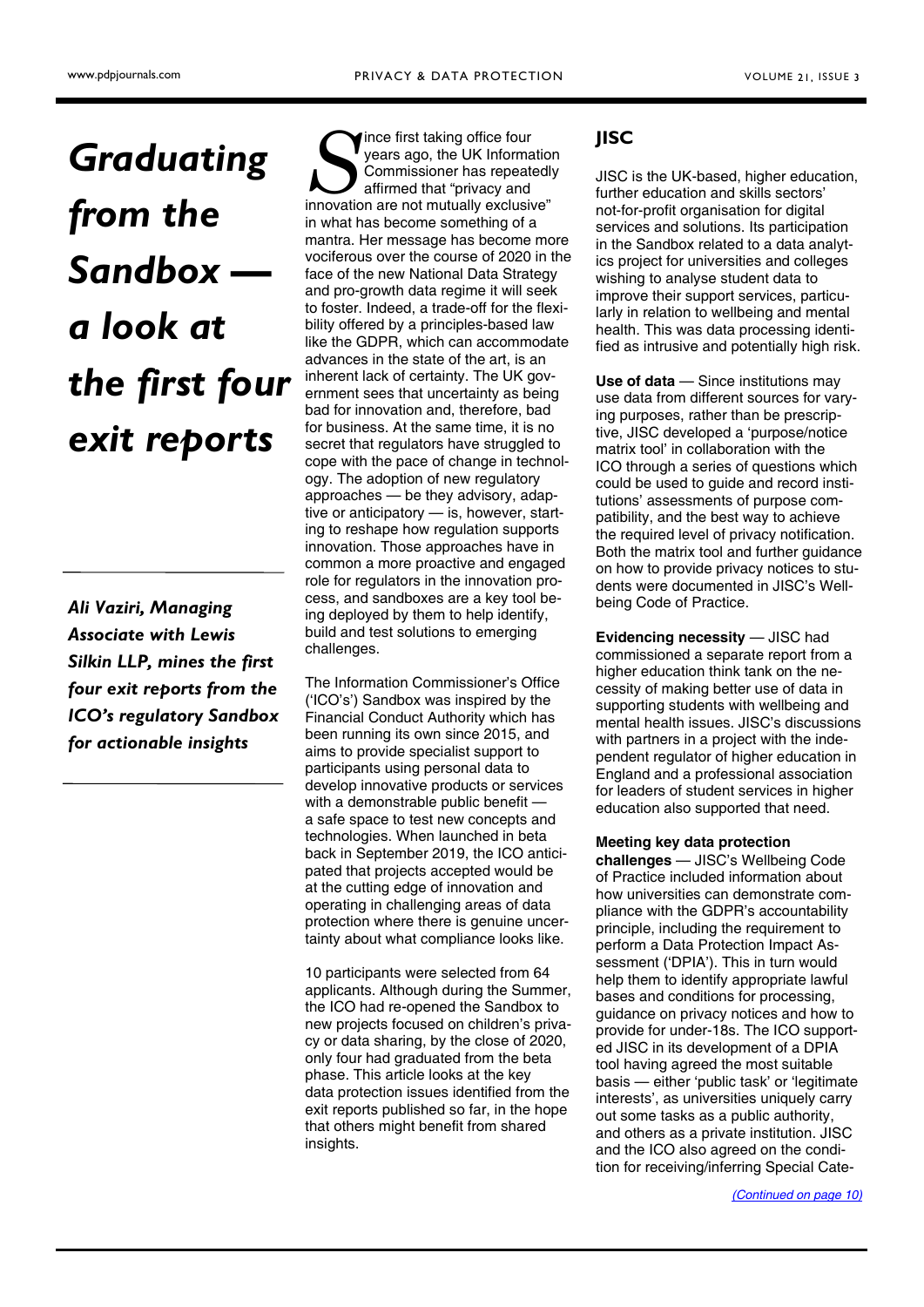# Graduating from the Sandbox — a look at the first four exit reports

***Ali Vaziri, Managing Associate with Lewis Silkin LLP, mines the first four exit reports from the ICO's regulatory Sandbox for actionable insights***

Since first taking office four years ago, the UK Information Commissioner has repeatedly affirmed that "privacy and innovation are not mutually exclusive" in what has become something of a mantra. Her message has become more vociferous over the course of 2020 in the face of the new National Data Strategy and pro-growth data regime it will seek to foster. Indeed, a trade-off for the flexibility offered by a principles-based law like the GDPR, which can accommodate advances in the state of the art, is an inherent lack of certainty. The UK government sees that uncertainty as being bad for innovation and, therefore, bad for business. At the same time, it is no secret that regulators have struggled to cope with the pace of change in technology. The adoption of new regulatory approaches — be they advisory, adaptive or anticipatory — is, however, starting to reshape how regulation supports innovation. Those approaches have in common a more proactive and engaged role for regulators in the innovation process, and sandboxes are a key tool being deployed by them to help identify, build and test solutions to emerging challenges.

The Information Commissioner's Office ('ICO's') Sandbox was inspired by the Financial Conduct Authority which has been running its own since 2015, and aims to provide specialist support to participants using personal data to develop innovative products or services with a demonstrable public benefit — a safe space to test new concepts and technologies. When launched in beta back in September 2019, the ICO anticipated that projects accepted would be at the cutting edge of innovation and operating in challenging areas of data protection where there is genuine uncertainty about what compliance looks like.

10 participants were selected from 64 applicants. Although during the Summer, the ICO had re-opened the Sandbox to new projects focused on children's privacy or data sharing, by the close of 2020, only four had graduated from the beta phase. This article looks at the key data protection issues identified from the exit reports published so far, in the hope that others might benefit from shared insights.

## JISC

JISC is the UK-based, higher education, further education and skills sectors' not-for-profit organisation for digital services and solutions. Its participation in the Sandbox related to a data analytics project for universities and colleges wishing to analyse student data to improve their support services, particularly in relation to wellbeing and mental health. This was data processing identified as intrusive and potentially high risk.

**Use of data** — Since institutions may use data from different sources for varying purposes, rather than be prescriptive, JISC developed a 'purpose/notice matrix tool' in collaboration with the ICO through a series of questions which could be used to guide and record institutions' assessments of purpose compatibility, and the best way to achieve the required level of privacy notification. Both the matrix tool and further guidance on how to provide privacy notices to students were documented in JISC's Wellbeing Code of Practice.

**Evidencing necessity** — JISC had commissioned a separate report from a higher education think tank on the necessity of making better use of data in supporting students with wellbeing and mental health issues. JISC's discussions with partners in a project with the independent regulator of higher education in England and a professional association for leaders of student services in higher education also supported that need.

**Meeting key data protection challenges** — JISC's Wellbeing Code of Practice included information about how universities can demonstrate compliance with the GDPR's accountability principle, including the requirement to perform a Data Protection Impact Assessment ('DPIA'). This in turn would help them to identify appropriate lawful bases and conditions for processing, guidance on privacy notices and how to provide for under-18s. The ICO supported JISC in its development of a DPIA tool having agreed the most suitable basis — either 'public task' or 'legitimate interests', as universities uniquely carry out some tasks as a public authority, and others as a private institution. JISC and the ICO also agreed on the condition for receiving/inferring Special Cate-

*(Continued on page 10)*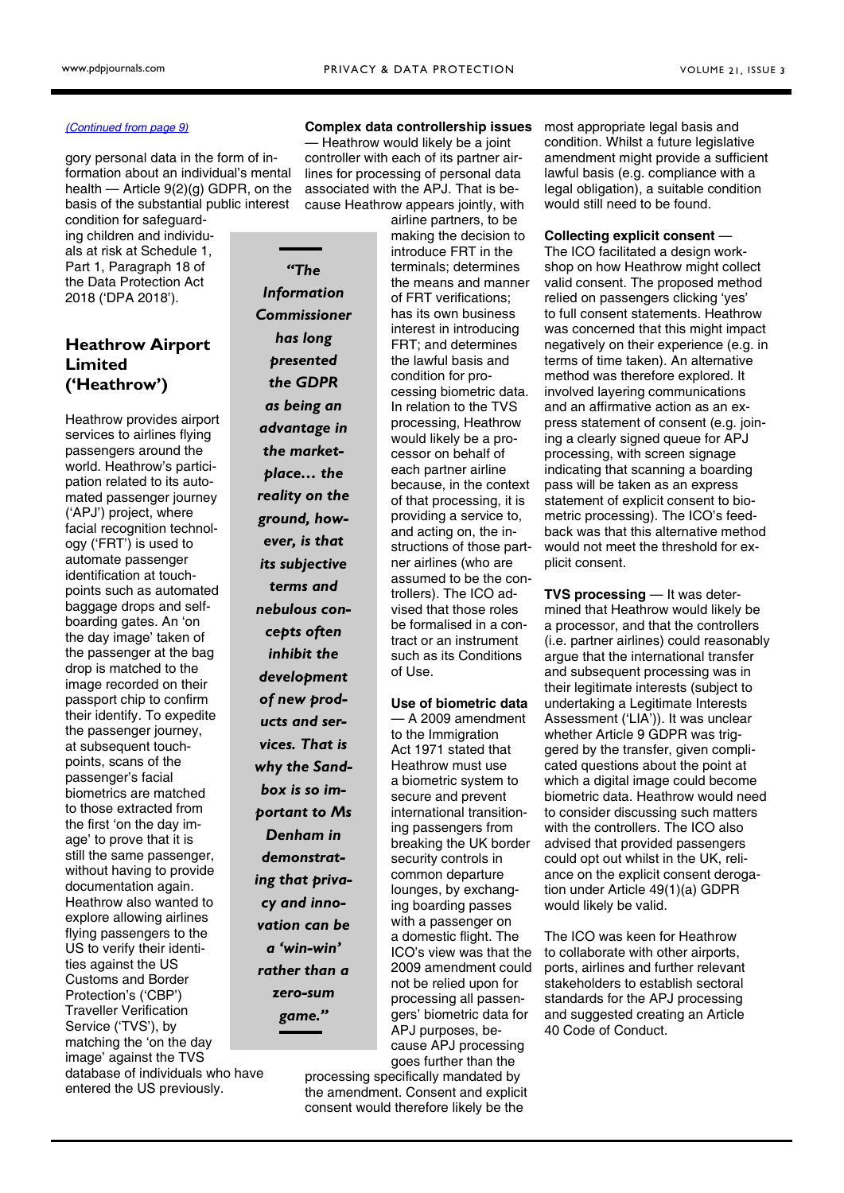*(Continued from page 9)*

gory personal data in the form of information about an individual's mental health — Article 9(2)(g) GDPR, on the basis of the substantial public interest condition for safeguarding children and individuals at risk at Schedule 1, Part 1, Paragraph 18 of the Data Protection Act 2018 ('DPA 2018').

## Heathrow Airport Limited ('Heathrow')

Heathrow provides airport services to airlines flying passengers around the world. Heathrow's participation related to its automated passenger journey ('APJ') project, where facial recognition technology ('FRT') is used to automate passenger identification at touchpoints such as automated baggage drops and self-boarding gates. An 'on the day image' taken of the passenger at the bag drop is matched to the image recorded on their passport chip to confirm their identify. To expedite the passenger journey, at subsequent touchpoints, scans of the passenger's facial biometrics are matched to those extracted from the first 'on the day image' to prove that it is still the same passenger, without having to provide documentation again. Heathrow also wanted to explore allowing airlines flying passengers to the US to verify their identities against the US Customs and Border Protection's ('CBP') Traveller Verification Service ('TVS'), by matching the 'on the day image' against the TVS database of individuals who have entered the US previously.

**Complex data controllership issues** — Heathrow would likely be a joint controller with each of its partner airlines for processing of personal data associated with the APJ. That is because Heathrow appears jointly, with airline partners, to be making the decision to introduce FRT in the terminals; determines the means and manner of FRT verifications; has its own business interest in introducing FRT; and determines the lawful basis and condition for processing biometric data. In relation to the TVS processing, Heathrow would likely be a processor on behalf of each partner airline because, in the context of that processing, it is providing a service to, and acting on, the instructions of those partner airlines (who are assumed to be the controllers). The ICO advised that those roles be formalised in a contract or an instrument such as its Conditions of Use.

> ***"The Information Commissioner has long presented the GDPR as being an advantage in the marketplace… the reality on the ground, however, is that its subjective terms and nebulous concepts often inhibit the development of new products and services. That is why the Sandbox is so important to Ms Denham in demonstrating that privacy and innovation can be a 'win-win' rather than a zero-sum game."***

**Use of biometric data** — A 2009 amendment to the Immigration Act 1971 stated that Heathrow must use a biometric system to secure and prevent international transitioning passengers from breaking the UK border security controls in common departure lounges, by exchanging boarding passes with a passenger on a domestic flight. The ICO's view was that the 2009 amendment could not be relied upon for processing all passengers' biometric data for APJ purposes, because APJ processing goes further than the processing specifically mandated by the amendment. Consent and explicit consent would therefore likely be the most appropriate legal basis and condition. Whilst a future legislative amendment might provide a sufficient lawful basis (e.g. compliance with a legal obligation), a suitable condition would still need to be found.

**Collecting explicit consent** — The ICO facilitated a design workshop on how Heathrow might collect valid consent. The proposed method relied on passengers clicking 'yes' to full consent statements. Heathrow was concerned that this might impact negatively on their experience (e.g. in terms of time taken). An alternative method was therefore explored. It involved layering communications and an affirmative action as an express statement of consent (e.g. joining a clearly signed queue for APJ processing, with screen signage indicating that scanning a boarding pass will be taken as an express statement of explicit consent to biometric processing). The ICO's feedback was that this alternative method would not meet the threshold for explicit consent.

**TVS processing** — It was determined that Heathrow would likely be a processor, and that the controllers (i.e. partner airlines) could reasonably argue that the international transfer and subsequent processing was in their legitimate interests (subject to undertaking a Legitimate Interests Assessment ('LIA')). It was unclear whether Article 9 GDPR was triggered by the transfer, given complicated questions about the point at which a digital image could become biometric data. Heathrow would need to consider discussing such matters with the controllers. The ICO also advised that provided passengers could opt out whilst in the UK, reliance on the explicit consent derogation under Article 49(1)(a) GDPR would likely be valid.

The ICO was keen for Heathrow to collaborate with other airports, ports, airlines and further relevant stakeholders to establish sectoral standards for the APJ processing and suggested creating an Article 40 Code of Conduct.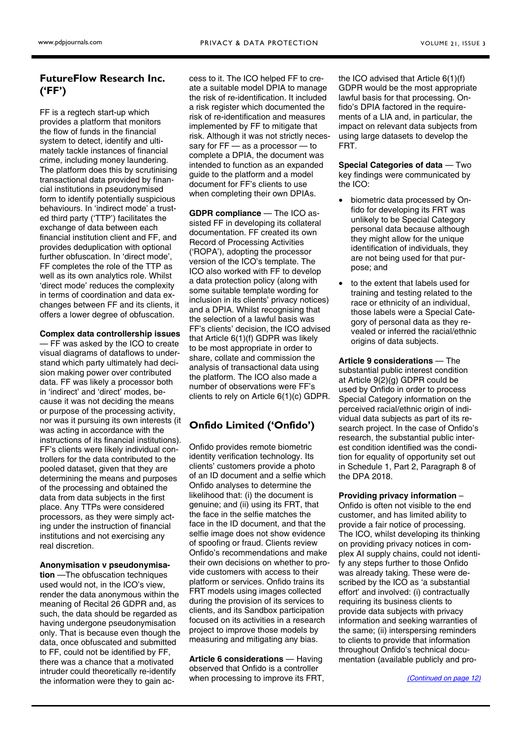## FutureFlow Research Inc. ('FF')

FF is a regtech start-up which provides a platform that monitors the flow of funds in the financial system to detect, identify and ultimately tackle instances of financial crime, including money laundering. The platform does this by scrutinising transactional data provided by financial institutions in pseudonymised form to identify potentially suspicious behaviours. In 'indirect mode' a trusted third party ('TTP') facilitates the exchange of data between each financial institution client and FF, and provides deduplication with optional further obfuscation. In 'direct mode', FF completes the role of the TTP as well as its own analytics role. Whilst 'direct mode' reduces the complexity in terms of coordination and data exchanges between FF and its clients, it offers a lower degree of obfuscation.

**Complex data controllership issues** — FF was asked by the ICO to create visual diagrams of dataflows to understand which party ultimately had decision making power over contributed data. FF was likely a processor both in 'indirect' and 'direct' modes, because it was not deciding the means or purpose of the processing activity, nor was it pursuing its own interests (it was acting in accordance with the instructions of its financial institutions). FF's clients were likely individual controllers for the data contributed to the pooled dataset, given that they are determining the means and purposes of the processing and obtained the data from data subjects in the first place. Any TTPs were considered processors, as they were simply acting under the instruction of financial institutions and not exercising any real discretion.

**Anonymisation v pseudonymisation** —The obfuscation techniques used would not, in the ICO's view, render the data anonymous within the meaning of Recital 26 GDPR and, as such, the data should be regarded as having undergone pseudonymisation only. That is because even though the data, once obfuscated and submitted to FF, could not be identified by FF, there was a chance that a motivated intruder could theoretically re-identify the information were they to gain access to it. The ICO helped FF to create a suitable model DPIA to manage the risk of re-identification. It included a risk register which documented the risk of re-identification and measures implemented by FF to mitigate that risk. Although it was not strictly necessary for FF — as a processor — to complete a DPIA, the document was intended to function as an expanded guide to the platform and a model document for FF's clients to use when completing their own DPIAs.

**GDPR compliance** — The ICO assisted FF in developing its collateral documentation. FF created its own Record of Processing Activities ('ROPA'), adopting the processor version of the ICO's template. The ICO also worked with FF to develop a data protection policy (along with some suitable template wording for inclusion in its clients' privacy notices) and a DPIA. Whilst recognising that the selection of a lawful basis was FF's clients' decision, the ICO advised that Article 6(1)(f) GDPR was likely to be most appropriate in order to share, collate and commission the analysis of transactional data using the platform. The ICO also made a number of observations were FF's clients to rely on Article 6(1)(c) GDPR.

## Onfido Limited ('Onfido')

Onfido provides remote biometric identity verification technology. Its clients' customers provide a photo of an ID document and a selfie which Onfido analyses to determine the likelihood that: (i) the document is genuine; and (ii) using its FRT, that the face in the selfie matches the face in the ID document, and that the selfie image does not show evidence of spoofing or fraud. Clients review Onfido's recommendations and make their own decisions on whether to provide customers with access to their platform or services. Onfido trains its FRT models using images collected during the provision of its services to clients, and its Sandbox participation focused on its activities in a research project to improve those models by measuring and mitigating any bias.

**Article 6 considerations** — Having observed that Onfido is a controller when processing to improve its FRT, the ICO advised that Article 6(1)(f) GDPR would be the most appropriate lawful basis for that processing. Onfido's DPIA factored in the requirements of a LIA and, in particular, the impact on relevant data subjects from using large datasets to develop the FRT.

**Special Categories of data** — Two key findings were communicated by the ICO:

- biometric data processed by Onfido for developing its FRT was unlikely to be Special Category personal data because although they might allow for the unique identification of individuals, they are not being used for that purpose; and
- to the extent that labels used for training and testing related to the race or ethnicity of an individual, those labels were a Special Category of personal data as they revealed or inferred the racial/ethnic origins of data subjects.

**Article 9 considerations** — The substantial public interest condition at Article 9(2)(g) GDPR could be used by Onfido in order to process Special Category information on the perceived racial/ethnic origin of individual data subjects as part of its research project. In the case of Onfido's research, the substantial public interest condition identified was the condition for equality of opportunity set out in Schedule 1, Part 2, Paragraph 8 of the DPA 2018.

**Providing privacy information** – Onfido is often not visible to the end customer, and has limited ability to provide a fair notice of processing. The ICO, whilst developing its thinking on providing privacy notices in complex AI supply chains, could not identify any steps further to those Onfido was already taking. These were described by the ICO as 'a substantial effort' and involved: (i) contractually requiring its business clients to provide data subjects with privacy information and seeking warranties of the same; (ii) interspersing reminders to clients to provide that information throughout Onfido's technical documentation (available publicly and pro-

*(Continued on page 12)*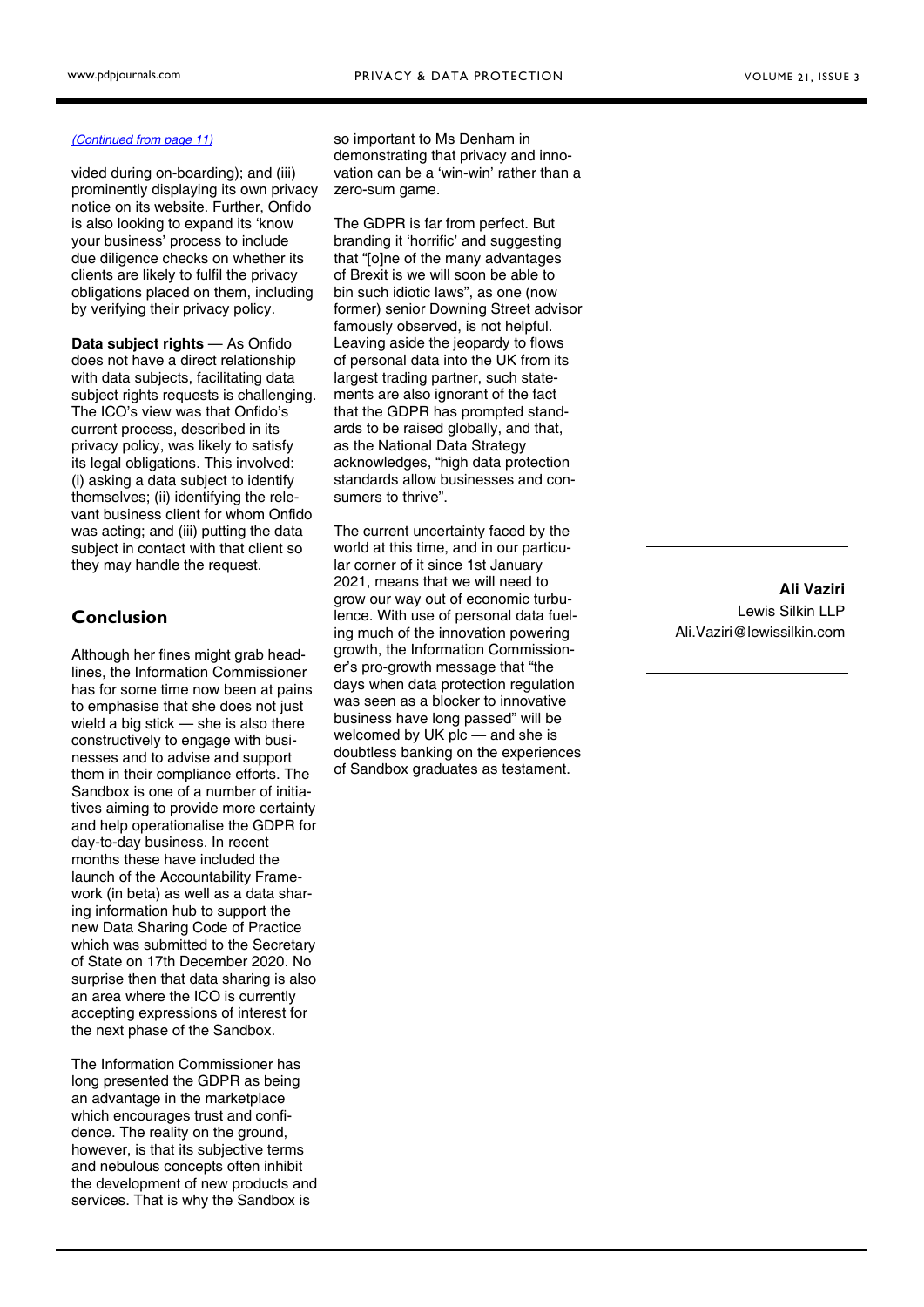*(Continued from page 11)*

vided during on-boarding); and (iii) prominently displaying its own privacy notice on its website. Further, Onfido is also looking to expand its 'know your business' process to include due diligence checks on whether its clients are likely to fulfil the privacy obligations placed on them, including by verifying their privacy policy.

**Data subject rights** — As Onfido does not have a direct relationship with data subjects, facilitating data subject rights requests is challenging. The ICO's view was that Onfido's current process, described in its privacy policy, was likely to satisfy its legal obligations. This involved: (i) asking a data subject to identify themselves; (ii) identifying the relevant business client for whom Onfido was acting; and (iii) putting the data subject in contact with that client so they may handle the request.

## Conclusion

Although her fines might grab headlines, the Information Commissioner has for some time now been at pains to emphasise that she does not just wield a big stick — she is also there constructively to engage with businesses and to advise and support them in their compliance efforts. The Sandbox is one of a number of initiatives aiming to provide more certainty and help operationalise the GDPR for day-to-day business. In recent months these have included the launch of the Accountability Framework (in beta) as well as a data sharing information hub to support the new Data Sharing Code of Practice which was submitted to the Secretary of State on 17th December 2020. No surprise then that data sharing is also an area where the ICO is currently accepting expressions of interest for the next phase of the Sandbox.

The Information Commissioner has long presented the GDPR as being an advantage in the marketplace which encourages trust and confidence. The reality on the ground, however, is that its subjective terms and nebulous concepts often inhibit the development of new products and services. That is why the Sandbox is so important to Ms Denham in demonstrating that privacy and innovation can be a 'win-win' rather than a zero-sum game.

The GDPR is far from perfect. But branding it 'horrific' and suggesting that "[o]ne of the many advantages of Brexit is we will soon be able to bin such idiotic laws", as one (now former) senior Downing Street advisor famously observed, is not helpful. Leaving aside the jeopardy to flows of personal data into the UK from its largest trading partner, such statements are also ignorant of the fact that the GDPR has prompted standards to be raised globally, and that, as the National Data Strategy acknowledges, "high data protection standards allow businesses and consumers to thrive".

The current uncertainty faced by the world at this time, and in our particular corner of it since 1st January 2021, means that we will need to grow our way out of economic turbulence. With use of personal data fueling much of the innovation powering growth, the Information Commissioner's pro-growth message that "the days when data protection regulation was seen as a blocker to innovative business have long passed" will be welcomed by UK plc — and she is doubtless banking on the experiences of Sandbox graduates as testament.

---

**Ali Vaziri**
Lewis Silkin LLP
Ali.Vaziri@lewissilkin.com

---